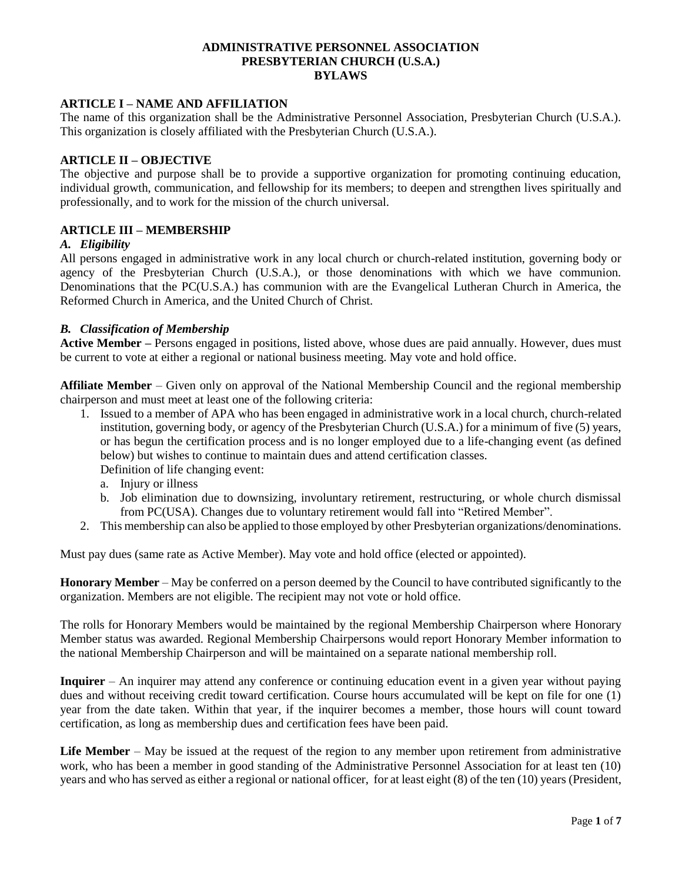# ADMINISTRATIVE PERSONNEL ASSOCIATION
# PRESBYTERIAN CHURCH (U.S.A.)
# BYLAWS

## ARTICLE I – NAME AND AFFILIATION

The name of this organization shall be the Administrative Personnel Association, Presbyterian Church (U.S.A.). This organization is closely affiliated with the Presbyterian Church (U.S.A.).

## ARTICLE II – OBJECTIVE

The objective and purpose shall be to provide a supportive organization for promoting continuing education, individual growth, communication, and fellowship for its members; to deepen and strengthen lives spiritually and professionally, and to work for the mission of the church universal.

## ARTICLE III – MEMBERSHIP

### *A. Eligibility*

All persons engaged in administrative work in any local church or church-related institution, governing body or agency of the Presbyterian Church (U.S.A.), or those denominations with which we have communion. Denominations that the PC(U.S.A.) has communion with are the Evangelical Lutheran Church in America, the Reformed Church in America, and the United Church of Christ.

### *B. Classification of Membership*

**Active Member –** Persons engaged in positions, listed above, whose dues are paid annually. However, dues must be current to vote at either a regional or national business meeting. May vote and hold office.

**Affiliate Member** – Given only on approval of the National Membership Council and the regional membership chairperson and must meet at least one of the following criteria:

1. Issued to a member of APA who has been engaged in administrative work in a local church, church-related institution, governing body, or agency of the Presbyterian Church (U.S.A.) for a minimum of five (5) years, or has begun the certification process and is no longer employed due to a life-changing event (as defined below) but wishes to continue to maintain dues and attend certification classes.
   Definition of life changing event:
   a. Injury or illness
   b. Job elimination due to downsizing, involuntary retirement, restructuring, or whole church dismissal from PC(USA). Changes due to voluntary retirement would fall into "Retired Member".
2. This membership can also be applied to those employed by other Presbyterian organizations/denominations.

Must pay dues (same rate as Active Member). May vote and hold office (elected or appointed).

**Honorary Member** – May be conferred on a person deemed by the Council to have contributed significantly to the organization. Members are not eligible. The recipient may not vote or hold office.

The rolls for Honorary Members would be maintained by the regional Membership Chairperson where Honorary Member status was awarded. Regional Membership Chairpersons would report Honorary Member information to the national Membership Chairperson and will be maintained on a separate national membership roll.

**Inquirer** – An inquirer may attend any conference or continuing education event in a given year without paying dues and without receiving credit toward certification. Course hours accumulated will be kept on file for one (1) year from the date taken. Within that year, if the inquirer becomes a member, those hours will count toward certification, as long as membership dues and certification fees have been paid.

**Life Member** – May be issued at the request of the region to any member upon retirement from administrative work, who has been a member in good standing of the Administrative Personnel Association for at least ten (10) years and who has served as either a regional or national officer, for at least eight (8) of the ten (10) years (President,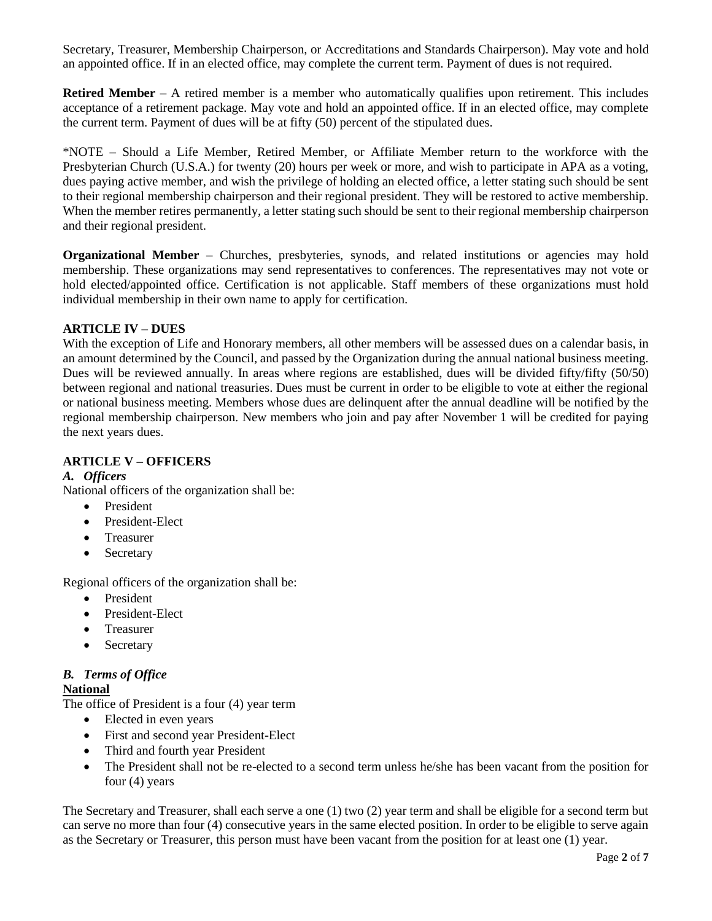Secretary, Treasurer, Membership Chairperson, or Accreditations and Standards Chairperson). May vote and hold an appointed office. If in an elected office, may complete the current term. Payment of dues is not required.

**Retired Member** – A retired member is a member who automatically qualifies upon retirement. This includes acceptance of a retirement package. May vote and hold an appointed office. If in an elected office, may complete the current term. Payment of dues will be at fifty (50) percent of the stipulated dues.

*NOTE – Should a Life Member, Retired Member, or Affiliate Member return to the workforce with the Presbyterian Church (U.S.A.) for twenty (20) hours per week or more, and wish to participate in APA as a voting, dues paying active member, and wish the privilege of holding an elected office, a letter stating such should be sent to their regional membership chairperson and their regional president. They will be restored to active membership. When the member retires permanently, a letter stating such should be sent to their regional membership chairperson and their regional president.

**Organizational Member** – Churches, presbyteries, synods, and related institutions or agencies may hold membership. These organizations may send representatives to conferences. The representatives may not vote or hold elected/appointed office. Certification is not applicable. Staff members of these organizations must hold individual membership in their own name to apply for certification.

## ARTICLE IV – DUES

With the exception of Life and Honorary members, all other members will be assessed dues on a calendar basis, in an amount determined by the Council, and passed by the Organization during the annual national business meeting. Dues will be reviewed annually. In areas where regions are established, dues will be divided fifty/fifty (50/50) between regional and national treasuries. Dues must be current in order to be eligible to vote at either the regional or national business meeting. Members whose dues are delinquent after the annual deadline will be notified by the regional membership chairperson. New members who join and pay after November 1 will be credited for paying the next years dues.

## ARTICLE V – OFFICERS

### *A. Officers*

National officers of the organization shall be:

- President
- President-Elect
- Treasurer
- Secretary

Regional officers of the organization shall be:

- President
- President-Elect
- Treasurer
- Secretary

### *B. Terms of Office*

**National**

The office of President is a four (4) year term

- Elected in even years
- First and second year President-Elect
- Third and fourth year President
- The President shall not be re-elected to a second term unless he/she has been vacant from the position for four (4) years

The Secretary and Treasurer, shall each serve a one (1) two (2) year term and shall be eligible for a second term but can serve no more than four (4) consecutive years in the same elected position. In order to be eligible to serve again as the Secretary or Treasurer, this person must have been vacant from the position for at least one (1) year.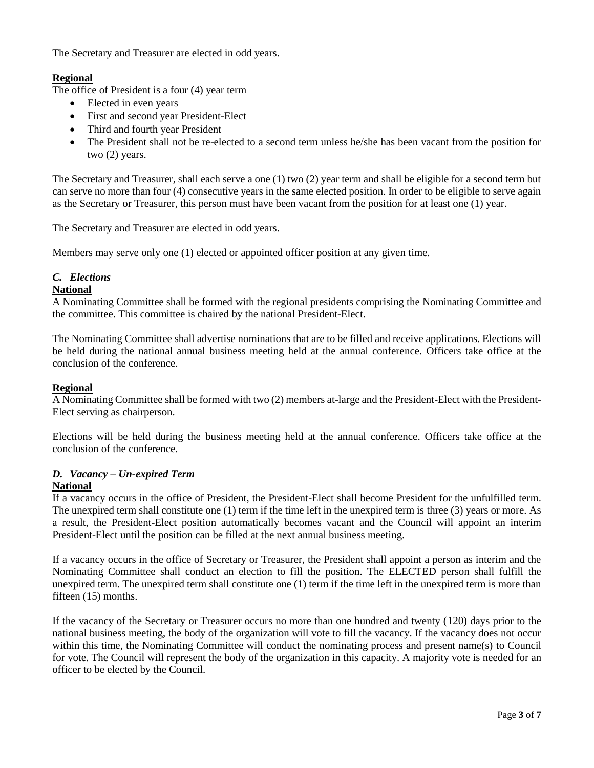The Secretary and Treasurer are elected in odd years.

**Regional**

The office of President is a four (4) year term

- Elected in even years
- First and second year President-Elect
- Third and fourth year President
- The President shall not be re-elected to a second term unless he/she has been vacant from the position for two (2) years.

The Secretary and Treasurer, shall each serve a one (1) two (2) year term and shall be eligible for a second term but can serve no more than four (4) consecutive years in the same elected position. In order to be eligible to serve again as the Secretary or Treasurer, this person must have been vacant from the position for at least one (1) year.

The Secretary and Treasurer are elected in odd years.

Members may serve only one (1) elected or appointed officer position at any given time.

### *C. Elections*

**National**

A Nominating Committee shall be formed with the regional presidents comprising the Nominating Committee and the committee. This committee is chaired by the national President-Elect.

The Nominating Committee shall advertise nominations that are to be filled and receive applications. Elections will be held during the national annual business meeting held at the annual conference. Officers take office at the conclusion of the conference.

**Regional**

A Nominating Committee shall be formed with two (2) members at-large and the President-Elect with the President-Elect serving as chairperson.

Elections will be held during the business meeting held at the annual conference. Officers take office at the conclusion of the conference.

### *D. Vacancy – Un-expired Term*

**National**

If a vacancy occurs in the office of President, the President-Elect shall become President for the unfulfilled term. The unexpired term shall constitute one (1) term if the time left in the unexpired term is three (3) years or more. As a result, the President-Elect position automatically becomes vacant and the Council will appoint an interim President-Elect until the position can be filled at the next annual business meeting.

If a vacancy occurs in the office of Secretary or Treasurer, the President shall appoint a person as interim and the Nominating Committee shall conduct an election to fill the position. The ELECTED person shall fulfill the unexpired term. The unexpired term shall constitute one (1) term if the time left in the unexpired term is more than fifteen (15) months.

If the vacancy of the Secretary or Treasurer occurs no more than one hundred and twenty (120) days prior to the national business meeting, the body of the organization will vote to fill the vacancy. If the vacancy does not occur within this time, the Nominating Committee will conduct the nominating process and present name(s) to Council for vote. The Council will represent the body of the organization in this capacity. A majority vote is needed for an officer to be elected by the Council.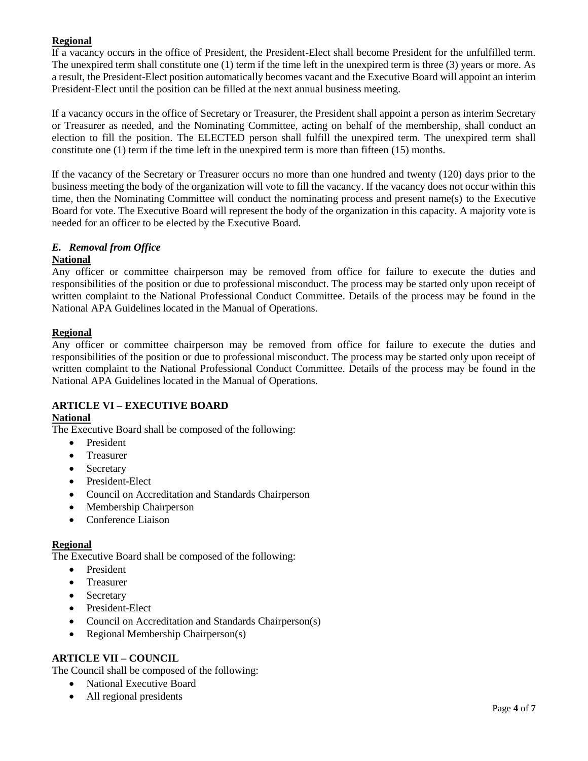**Regional**

If a vacancy occurs in the office of President, the President-Elect shall become President for the unfulfilled term. The unexpired term shall constitute one (1) term if the time left in the unexpired term is three (3) years or more. As a result, the President-Elect position automatically becomes vacant and the Executive Board will appoint an interim President-Elect until the position can be filled at the next annual business meeting.

If a vacancy occurs in the office of Secretary or Treasurer, the President shall appoint a person as interim Secretary or Treasurer as needed, and the Nominating Committee, acting on behalf of the membership, shall conduct an election to fill the position. The ELECTED person shall fulfill the unexpired term. The unexpired term shall constitute one (1) term if the time left in the unexpired term is more than fifteen (15) months.

If the vacancy of the Secretary or Treasurer occurs no more than one hundred and twenty (120) days prior to the business meeting the body of the organization will vote to fill the vacancy. If the vacancy does not occur within this time, then the Nominating Committee will conduct the nominating process and present name(s) to the Executive Board for vote. The Executive Board will represent the body of the organization in this capacity. A majority vote is needed for an officer to be elected by the Executive Board.

### *E. Removal from Office*

**National**

Any officer or committee chairperson may be removed from office for failure to execute the duties and responsibilities of the position or due to professional misconduct. The process may be started only upon receipt of written complaint to the National Professional Conduct Committee. Details of the process may be found in the National APA Guidelines located in the Manual of Operations.

**Regional**

Any officer or committee chairperson may be removed from office for failure to execute the duties and responsibilities of the position or due to professional misconduct. The process may be started only upon receipt of written complaint to the National Professional Conduct Committee. Details of the process may be found in the National APA Guidelines located in the Manual of Operations.

## ARTICLE VI – EXECUTIVE BOARD

**National**

The Executive Board shall be composed of the following:

- President
- Treasurer
- Secretary
- President-Elect
- Council on Accreditation and Standards Chairperson
- Membership Chairperson
- Conference Liaison

**Regional**

The Executive Board shall be composed of the following:

- President
- Treasurer
- Secretary
- President-Elect
- Council on Accreditation and Standards Chairperson(s)
- Regional Membership Chairperson(s)

## ARTICLE VII – COUNCIL

The Council shall be composed of the following:

- National Executive Board
- All regional presidents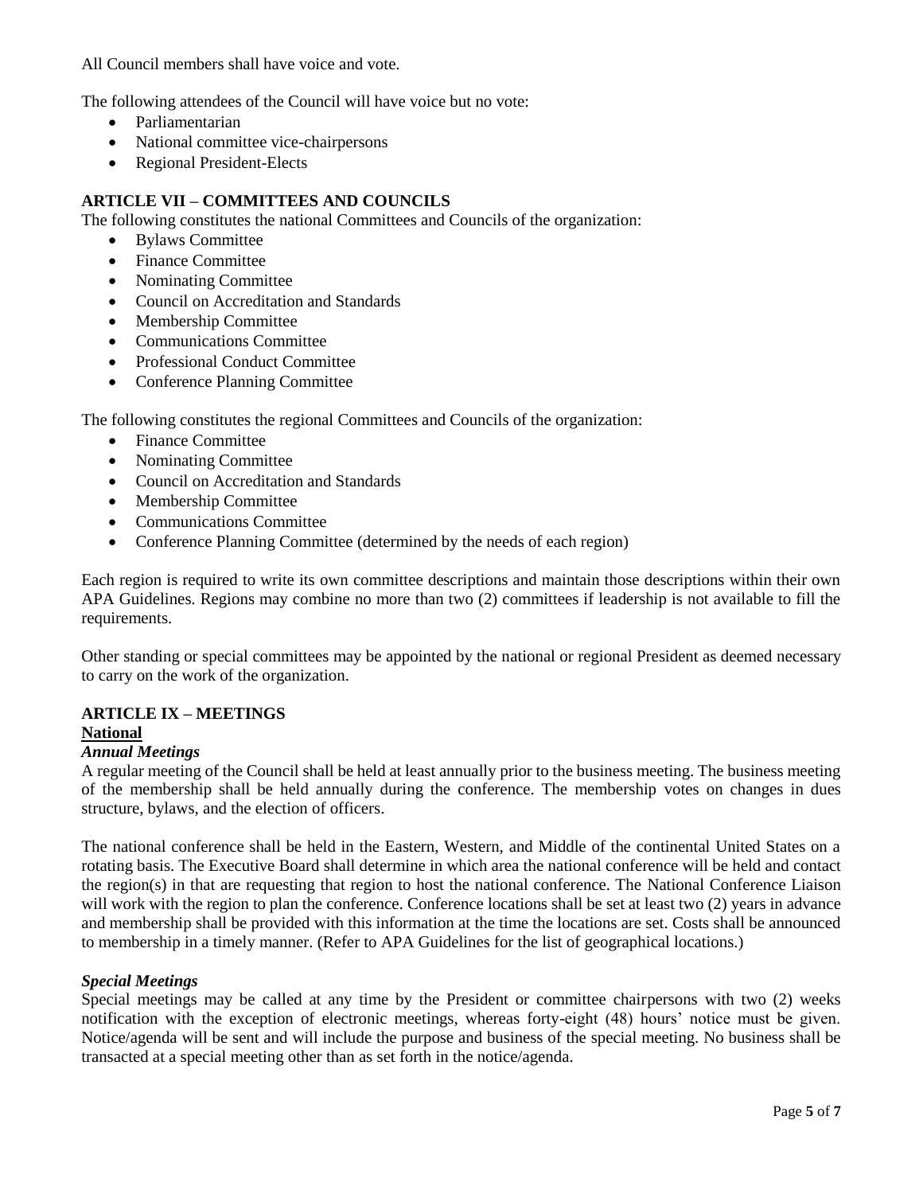All Council members shall have voice and vote.

The following attendees of the Council will have voice but no vote:

- Parliamentarian
- National committee vice-chairpersons
- Regional President-Elects

## ARTICLE VII – COMMITTEES AND COUNCILS

The following constitutes the national Committees and Councils of the organization:

- Bylaws Committee
- Finance Committee
- Nominating Committee
- Council on Accreditation and Standards
- Membership Committee
- Communications Committee
- Professional Conduct Committee
- Conference Planning Committee

The following constitutes the regional Committees and Councils of the organization:

- Finance Committee
- Nominating Committee
- Council on Accreditation and Standards
- Membership Committee
- Communications Committee
- Conference Planning Committee (determined by the needs of each region)

Each region is required to write its own committee descriptions and maintain those descriptions within their own APA Guidelines. Regions may combine no more than two (2) committees if leadership is not available to fill the requirements.

Other standing or special committees may be appointed by the national or regional President as deemed necessary to carry on the work of the organization.

## ARTICLE IX – MEETINGS

### National

#### *Annual Meetings*

A regular meeting of the Council shall be held at least annually prior to the business meeting. The business meeting of the membership shall be held annually during the conference. The membership votes on changes in dues structure, bylaws, and the election of officers.

The national conference shall be held in the Eastern, Western, and Middle of the continental United States on a rotating basis. The Executive Board shall determine in which area the national conference will be held and contact the region(s) in that are requesting that region to host the national conference. The National Conference Liaison will work with the region to plan the conference. Conference locations shall be set at least two (2) years in advance and membership shall be provided with this information at the time the locations are set. Costs shall be announced to membership in a timely manner. (Refer to APA Guidelines for the list of geographical locations.)

#### *Special Meetings*

Special meetings may be called at any time by the President or committee chairpersons with two (2) weeks notification with the exception of electronic meetings, whereas forty-eight (48) hours' notice must be given. Notice/agenda will be sent and will include the purpose and business of the special meeting. No business shall be transacted at a special meeting other than as set forth in the notice/agenda.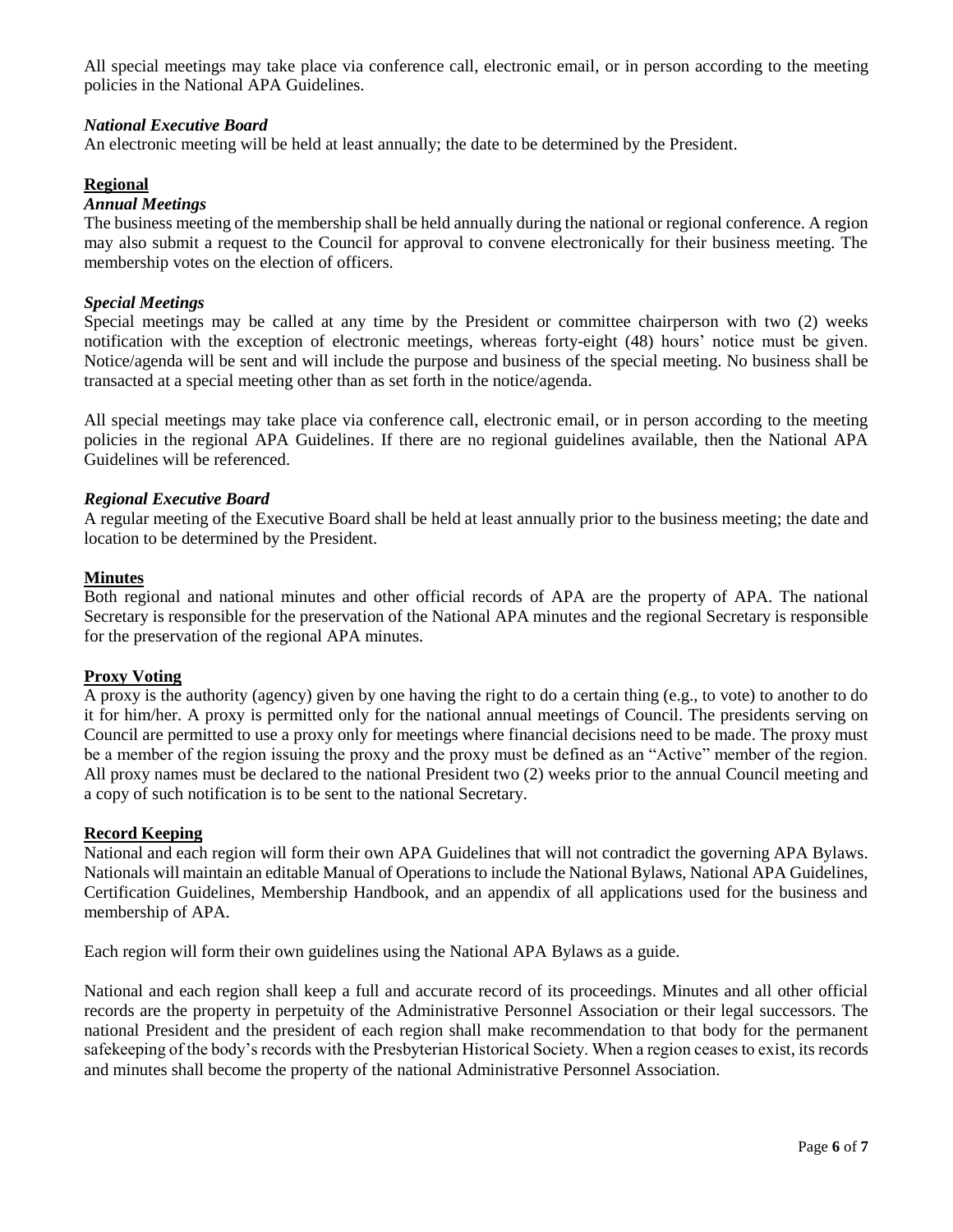All special meetings may take place via conference call, electronic email, or in person according to the meeting policies in the National APA Guidelines.

***National Executive Board***

An electronic meeting will be held at least annually; the date to be determined by the President.

**Regional**

***Annual Meetings***

The business meeting of the membership shall be held annually during the national or regional conference. A region may also submit a request to the Council for approval to convene electronically for their business meeting. The membership votes on the election of officers.

***Special Meetings***

Special meetings may be called at any time by the President or committee chairperson with two (2) weeks notification with the exception of electronic meetings, whereas forty-eight (48) hours' notice must be given. Notice/agenda will be sent and will include the purpose and business of the special meeting. No business shall be transacted at a special meeting other than as set forth in the notice/agenda.

All special meetings may take place via conference call, electronic email, or in person according to the meeting policies in the regional APA Guidelines. If there are no regional guidelines available, then the National APA Guidelines will be referenced.

***Regional Executive Board***

A regular meeting of the Executive Board shall be held at least annually prior to the business meeting; the date and location to be determined by the President.

**Minutes**

Both regional and national minutes and other official records of APA are the property of APA. The national Secretary is responsible for the preservation of the National APA minutes and the regional Secretary is responsible for the preservation of the regional APA minutes.

**Proxy Voting**

A proxy is the authority (agency) given by one having the right to do a certain thing (e.g., to vote) to another to do it for him/her. A proxy is permitted only for the national annual meetings of Council. The presidents serving on Council are permitted to use a proxy only for meetings where financial decisions need to be made. The proxy must be a member of the region issuing the proxy and the proxy must be defined as an "Active" member of the region. All proxy names must be declared to the national President two (2) weeks prior to the annual Council meeting and a copy of such notification is to be sent to the national Secretary.

**Record Keeping**

National and each region will form their own APA Guidelines that will not contradict the governing APA Bylaws. Nationals will maintain an editable Manual of Operations to include the National Bylaws, National APA Guidelines, Certification Guidelines, Membership Handbook, and an appendix of all applications used for the business and membership of APA.

Each region will form their own guidelines using the National APA Bylaws as a guide.

National and each region shall keep a full and accurate record of its proceedings. Minutes and all other official records are the property in perpetuity of the Administrative Personnel Association or their legal successors. The national President and the president of each region shall make recommendation to that body for the permanent safekeeping of the body's records with the Presbyterian Historical Society. When a region ceases to exist, its records and minutes shall become the property of the national Administrative Personnel Association.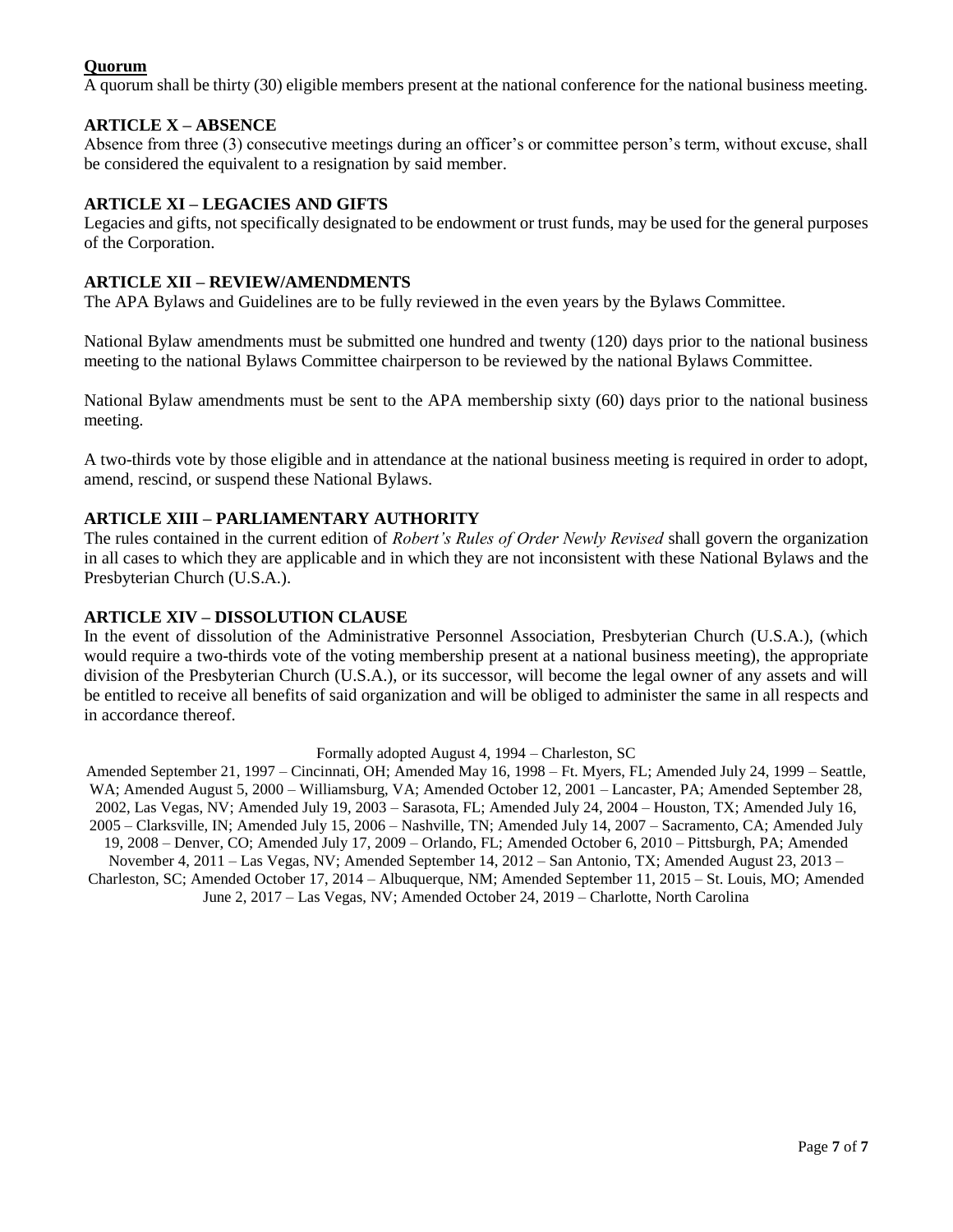**Quorum**

A quorum shall be thirty (30) eligible members present at the national conference for the national business meeting.

### ARTICLE X – ABSENCE

Absence from three (3) consecutive meetings during an officer's or committee person's term, without excuse, shall be considered the equivalent to a resignation by said member.

### ARTICLE XI – LEGACIES AND GIFTS

Legacies and gifts, not specifically designated to be endowment or trust funds, may be used for the general purposes of the Corporation.

### ARTICLE XII – REVIEW/AMENDMENTS

The APA Bylaws and Guidelines are to be fully reviewed in the even years by the Bylaws Committee.

National Bylaw amendments must be submitted one hundred and twenty (120) days prior to the national business meeting to the national Bylaws Committee chairperson to be reviewed by the national Bylaws Committee.

National Bylaw amendments must be sent to the APA membership sixty (60) days prior to the national business meeting.

A two-thirds vote by those eligible and in attendance at the national business meeting is required in order to adopt, amend, rescind, or suspend these National Bylaws.

### ARTICLE XIII – PARLIAMENTARY AUTHORITY

The rules contained in the current edition of *Robert's Rules of Order Newly Revised* shall govern the organization in all cases to which they are applicable and in which they are not inconsistent with these National Bylaws and the Presbyterian Church (U.S.A.).

### ARTICLE XIV – DISSOLUTION CLAUSE

In the event of dissolution of the Administrative Personnel Association, Presbyterian Church (U.S.A.), (which would require a two-thirds vote of the voting membership present at a national business meeting), the appropriate division of the Presbyterian Church (U.S.A.), or its successor, will become the legal owner of any assets and will be entitled to receive all benefits of said organization and will be obliged to administer the same in all respects and in accordance thereof.

Formally adopted August 4, 1994 – Charleston, SC

Amended September 21, 1997 – Cincinnati, OH; Amended May 16, 1998 – Ft. Myers, FL; Amended July 24, 1999 – Seattle, WA; Amended August 5, 2000 – Williamsburg, VA; Amended October 12, 2001 – Lancaster, PA; Amended September 28, 2002, Las Vegas, NV; Amended July 19, 2003 – Sarasota, FL; Amended July 24, 2004 – Houston, TX; Amended July 16, 2005 – Clarksville, IN; Amended July 15, 2006 – Nashville, TN; Amended July 14, 2007 – Sacramento, CA; Amended July 19, 2008 – Denver, CO; Amended July 17, 2009 – Orlando, FL; Amended October 6, 2010 – Pittsburgh, PA; Amended November 4, 2011 – Las Vegas, NV; Amended September 14, 2012 – San Antonio, TX; Amended August 23, 2013 – Charleston, SC; Amended October 17, 2014 – Albuquerque, NM; Amended September 11, 2015 – St. Louis, MO; Amended June 2, 2017 – Las Vegas, NV; Amended October 24, 2019 – Charlotte, North Carolina